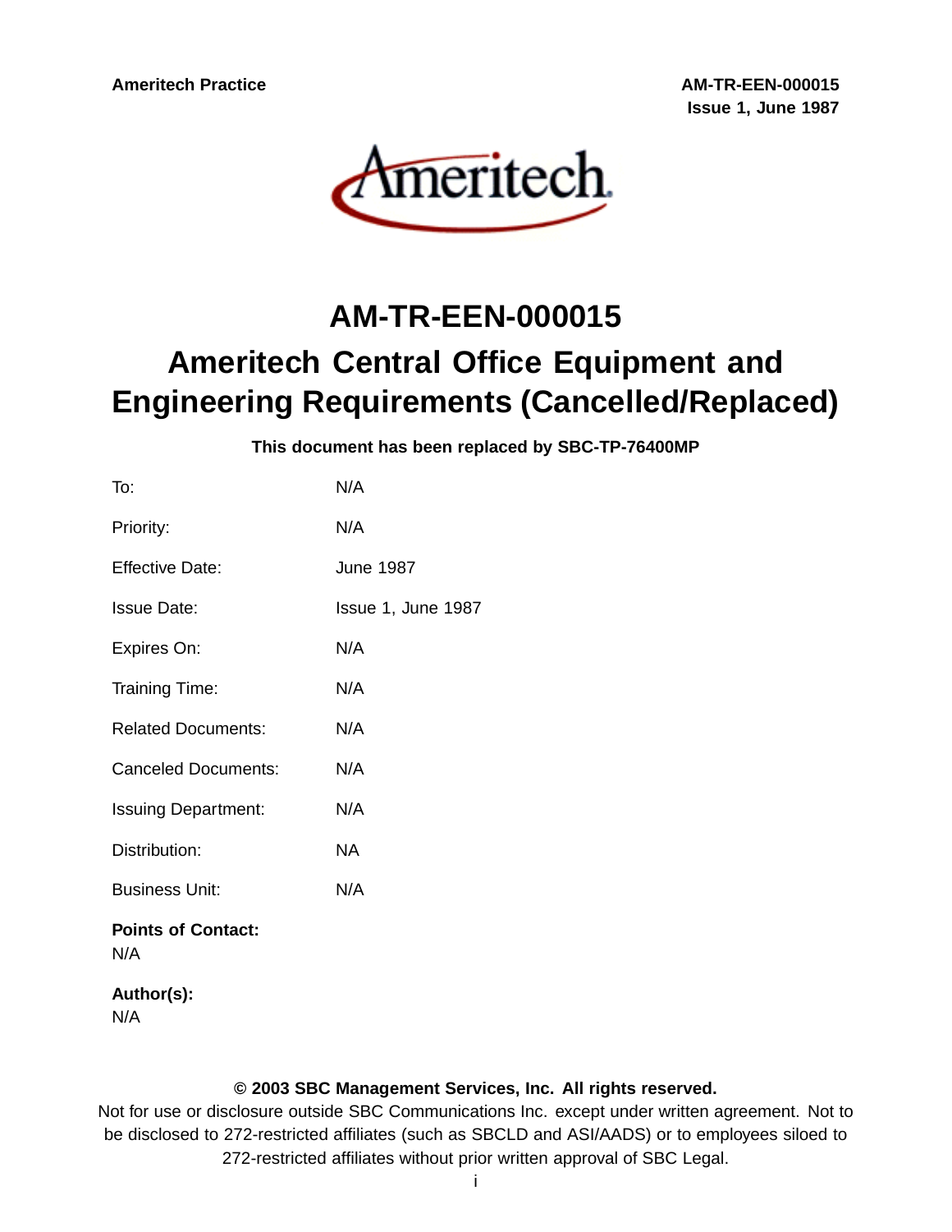# AM-TR-EEN-000015

# Ameritech Central Office Equipment and Engineering Requirements (Cancelled/Replaced)

**This document has been replaced by SBC-TP-76400MP**

| | |
|---|---|
| To: | N/A |
| Priority: | N/A |
| Effective Date: | June 1987 |
| Issue Date: | Issue 1, June 1987 |
| Expires On: | N/A |
| Training Time: | N/A |
| Related Documents: | N/A |
| Canceled Documents: | N/A |
| Issuing Department: | N/A |
| Distribution: | NA |
| Business Unit: | N/A |

**Points of Contact:**
N/A

**Author(s):**
N/A

**© 2003 SBC Management Services, Inc. All rights reserved.**
Not for use or disclosure outside SBC Communications Inc. except under written agreement. Not to be disclosed to 272-restricted affiliates (such as SBCLD and ASI/AADS) or to employees siloed to 272-restricted affiliates without prior written approval of SBC Legal.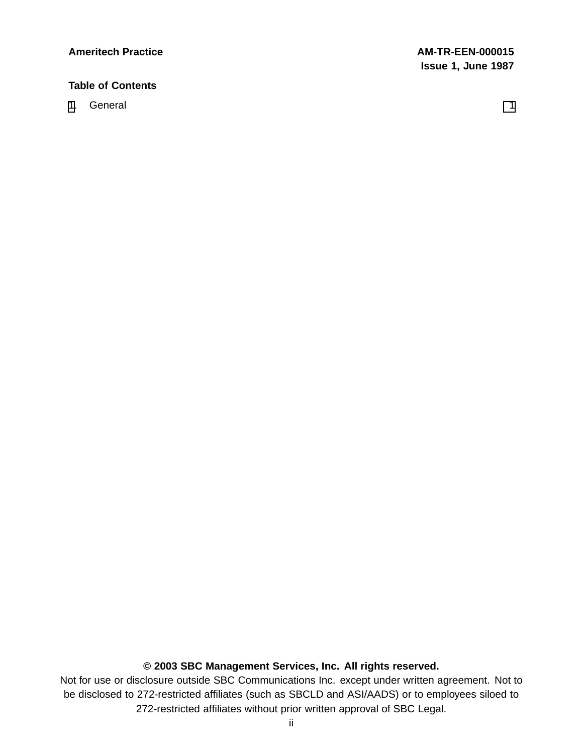## Table of Contents

1. General 1

**© 2003 SBC Management Services, Inc. All rights reserved.**

Not for use or disclosure outside SBC Communications Inc. except under written agreement. Not to be disclosed to 272-restricted affiliates (such as SBCLD and ASI/AADS) or to employees siloed to 272-restricted affiliates without prior written approval of SBC Legal.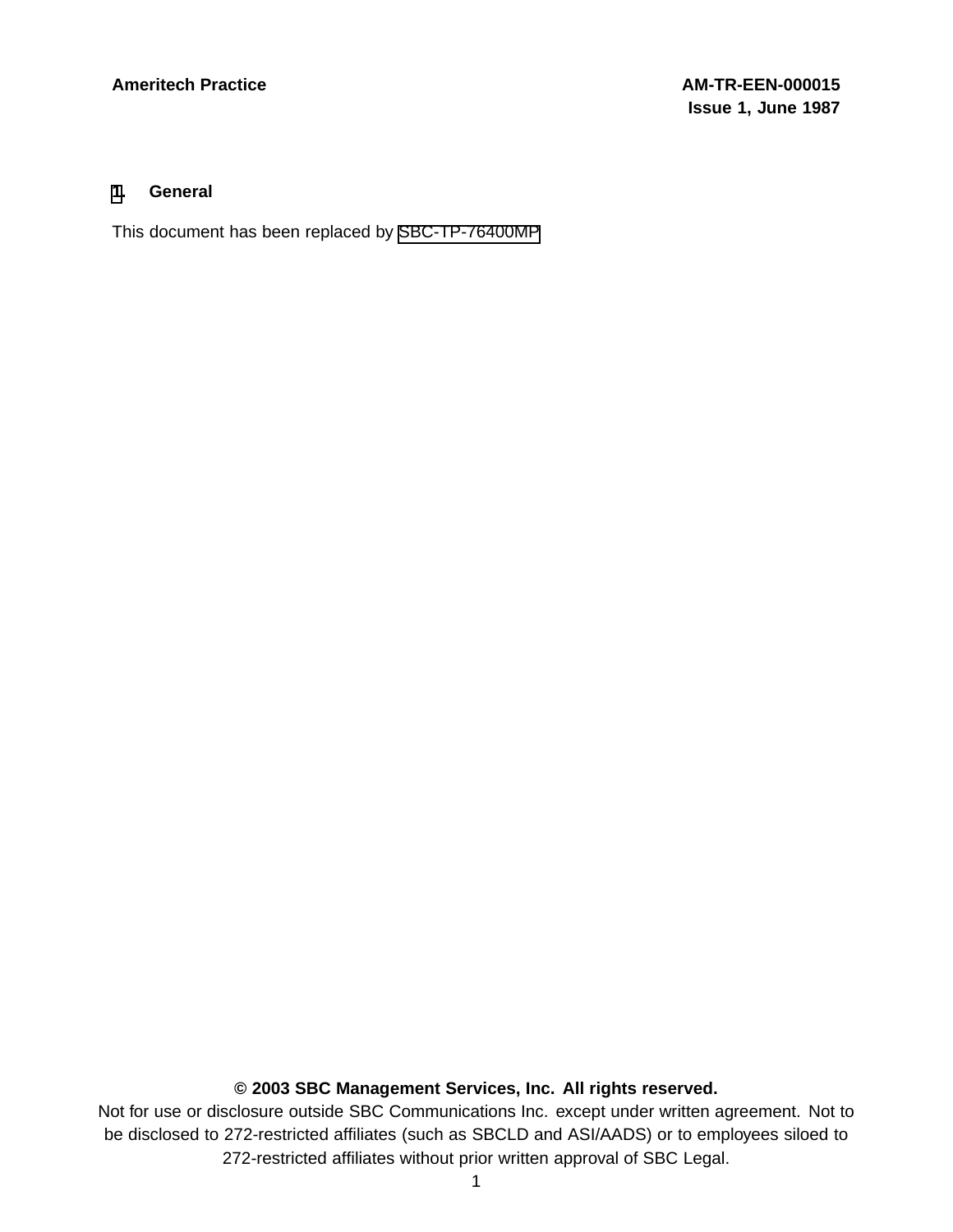## 1. General

This document has been replaced by SBC-TP-76400MP

**© 2003 SBC Management Services, Inc. All rights reserved.**

Not for use or disclosure outside SBC Communications Inc. except under written agreement. Not to be disclosed to 272-restricted affiliates (such as SBCLD and ASI/AADS) or to employees siloed to 272-restricted affiliates without prior written approval of SBC Legal.